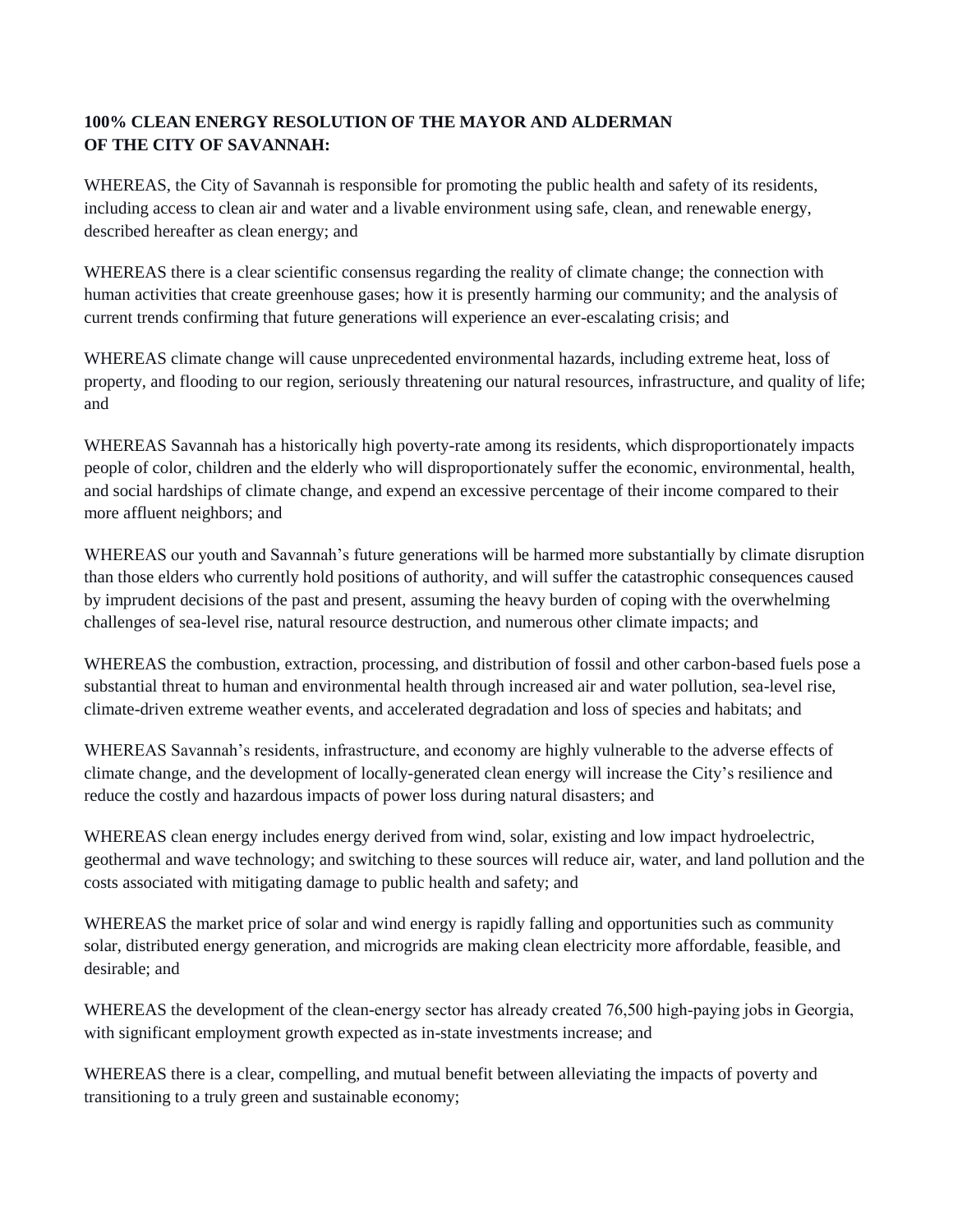**100% CLEAN ENERGY RESOLUTION OF THE MAYOR AND ALDERMAN OF THE CITY OF SAVANNAH:**

WHEREAS, the City of Savannah is responsible for promoting the public health and safety of its residents, including access to clean air and water and a livable environment using safe, clean, and renewable energy, described hereafter as clean energy; and

WHEREAS there is a clear scientific consensus regarding the reality of climate change; the connection with human activities that create greenhouse gases; how it is presently harming our community; and the analysis of current trends confirming that future generations will experience an ever-escalating crisis; and

WHEREAS climate change will cause unprecedented environmental hazards, including extreme heat, loss of property, and flooding to our region, seriously threatening our natural resources, infrastructure, and quality of life; and

WHEREAS Savannah has a historically high poverty-rate among its residents, which disproportionately impacts people of color, children and the elderly who will disproportionately suffer the economic, environmental, health, and social hardships of climate change, and expend an excessive percentage of their income compared to their more affluent neighbors; and

WHEREAS our youth and Savannah's future generations will be harmed more substantially by climate disruption than those elders who currently hold positions of authority, and will suffer the catastrophic consequences caused by imprudent decisions of the past and present, assuming the heavy burden of coping with the overwhelming challenges of sea-level rise, natural resource destruction, and numerous other climate impacts; and

WHEREAS the combustion, extraction, processing, and distribution of fossil and other carbon-based fuels pose a substantial threat to human and environmental health through increased air and water pollution, sea-level rise, climate-driven extreme weather events, and accelerated degradation and loss of species and habitats; and

WHEREAS Savannah's residents, infrastructure, and economy are highly vulnerable to the adverse effects of climate change, and the development of locally-generated clean energy will increase the City's resilience and reduce the costly and hazardous impacts of power loss during natural disasters; and

WHEREAS clean energy includes energy derived from wind, solar, existing and low impact hydroelectric, geothermal and wave technology; and switching to these sources will reduce air, water, and land pollution and the costs associated with mitigating damage to public health and safety; and

WHEREAS the market price of solar and wind energy is rapidly falling and opportunities such as community solar, distributed energy generation, and microgrids are making clean electricity more affordable, feasible, and desirable; and

WHEREAS the development of the clean-energy sector has already created 76,500 high-paying jobs in Georgia, with significant employment growth expected as in-state investments increase; and

WHEREAS there is a clear, compelling, and mutual benefit between alleviating the impacts of poverty and transitioning to a truly green and sustainable economy;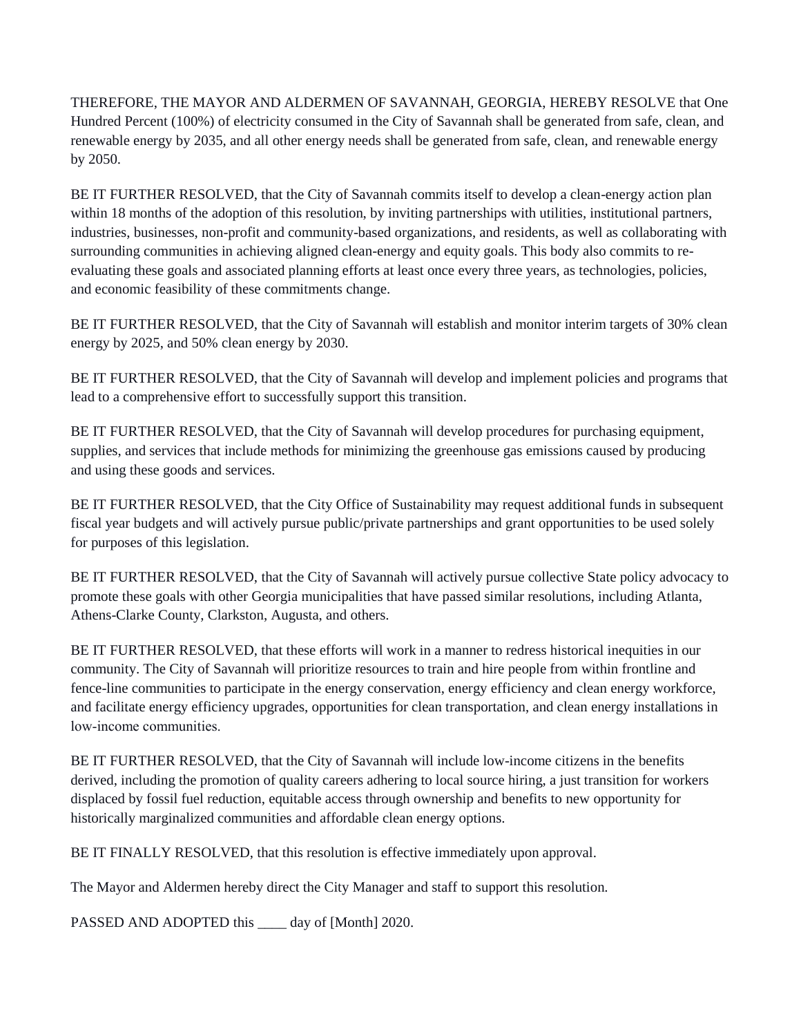THEREFORE, THE MAYOR AND ALDERMEN OF SAVANNAH, GEORGIA, HEREBY RESOLVE that One Hundred Percent (100%) of electricity consumed in the City of Savannah shall be generated from safe, clean, and renewable energy by 2035, and all other energy needs shall be generated from safe, clean, and renewable energy by 2050.

BE IT FURTHER RESOLVED, that the City of Savannah commits itself to develop a clean-energy action plan within 18 months of the adoption of this resolution, by inviting partnerships with utilities, institutional partners, industries, businesses, non-profit and community-based organizations, and residents, as well as collaborating with surrounding communities in achieving aligned clean-energy and equity goals. This body also commits to re-evaluating these goals and associated planning efforts at least once every three years, as technologies, policies, and economic feasibility of these commitments change.

BE IT FURTHER RESOLVED, that the City of Savannah will establish and monitor interim targets of 30% clean energy by 2025, and 50% clean energy by 2030.

BE IT FURTHER RESOLVED, that the City of Savannah will develop and implement policies and programs that lead to a comprehensive effort to successfully support this transition.

BE IT FURTHER RESOLVED, that the City of Savannah will develop procedures for purchasing equipment, supplies, and services that include methods for minimizing the greenhouse gas emissions caused by producing and using these goods and services.

BE IT FURTHER RESOLVED, that the City Office of Sustainability may request additional funds in subsequent fiscal year budgets and will actively pursue public/private partnerships and grant opportunities to be used solely for purposes of this legislation.

BE IT FURTHER RESOLVED, that the City of Savannah will actively pursue collective State policy advocacy to promote these goals with other Georgia municipalities that have passed similar resolutions, including Atlanta, Athens-Clarke County, Clarkston, Augusta, and others.

BE IT FURTHER RESOLVED, that these efforts will work in a manner to redress historical inequities in our community. The City of Savannah will prioritize resources to train and hire people from within frontline and fence-line communities to participate in the energy conservation, energy efficiency and clean energy workforce, and facilitate energy efficiency upgrades, opportunities for clean transportation, and clean energy installations in low-income communities.

BE IT FURTHER RESOLVED, that the City of Savannah will include low-income citizens in the benefits derived, including the promotion of quality careers adhering to local source hiring, a just transition for workers displaced by fossil fuel reduction, equitable access through ownership and benefits to new opportunity for historically marginalized communities and affordable clean energy options.

BE IT FINALLY RESOLVED, that this resolution is effective immediately upon approval.

The Mayor and Aldermen hereby direct the City Manager and staff to support this resolution.

PASSED AND ADOPTED this ____ day of [Month] 2020.